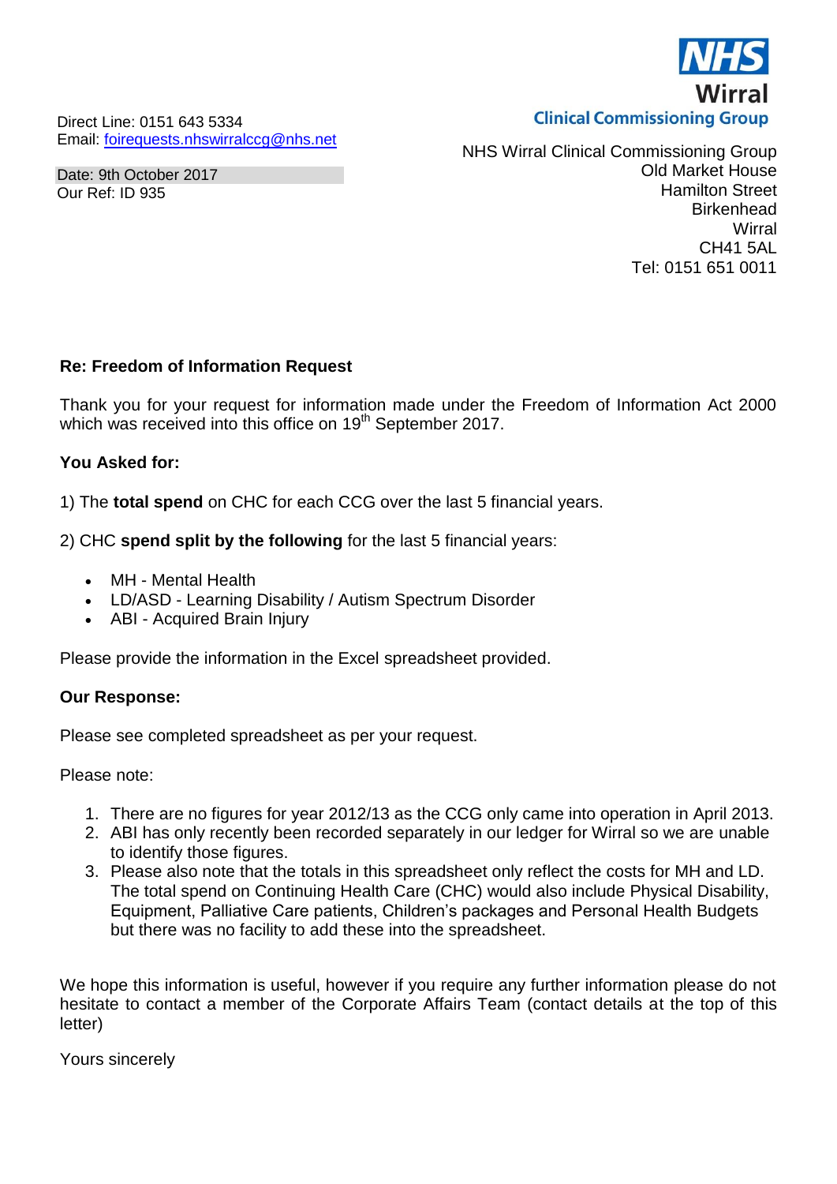NHS Wirral Clinical Commissioning Group

Direct Line: 0151 643 5334
Email: foirequests.nhswirralccg@nhs.net

Date: 9th October 2017
Our Ref: ID 935

NHS Wirral Clinical Commissioning Group
Old Market House
Hamilton Street
Birkenhead
Wirral
CH41 5AL
Tel: 0151 651 0011

**Re: Freedom of Information Request**

Thank you for your request for information made under the Freedom of Information Act 2000 which was received into this office on 19th September 2017.

**You Asked for:**

1) The **total spend** on CHC for each CCG over the last 5 financial years.

2) CHC **spend split by the following** for the last 5 financial years:

- MH - Mental Health
- LD/ASD - Learning Disability / Autism Spectrum Disorder
- ABI - Acquired Brain Injury

Please provide the information in the Excel spreadsheet provided.

**Our Response:**

Please see completed spreadsheet as per your request.

Please note:

1. There are no figures for year 2012/13 as the CCG only came into operation in April 2013.
2. ABI has only recently been recorded separately in our ledger for Wirral so we are unable to identify those figures.
3. Please also note that the totals in this spreadsheet only reflect the costs for MH and LD. The total spend on Continuing Health Care (CHC) would also include Physical Disability, Equipment, Palliative Care patients, Children's packages and Personal Health Budgets but there was no facility to add these into the spreadsheet.

We hope this information is useful, however if you require any further information please do not hesitate to contact a member of the Corporate Affairs Team (contact details at the top of this letter)

Yours sincerely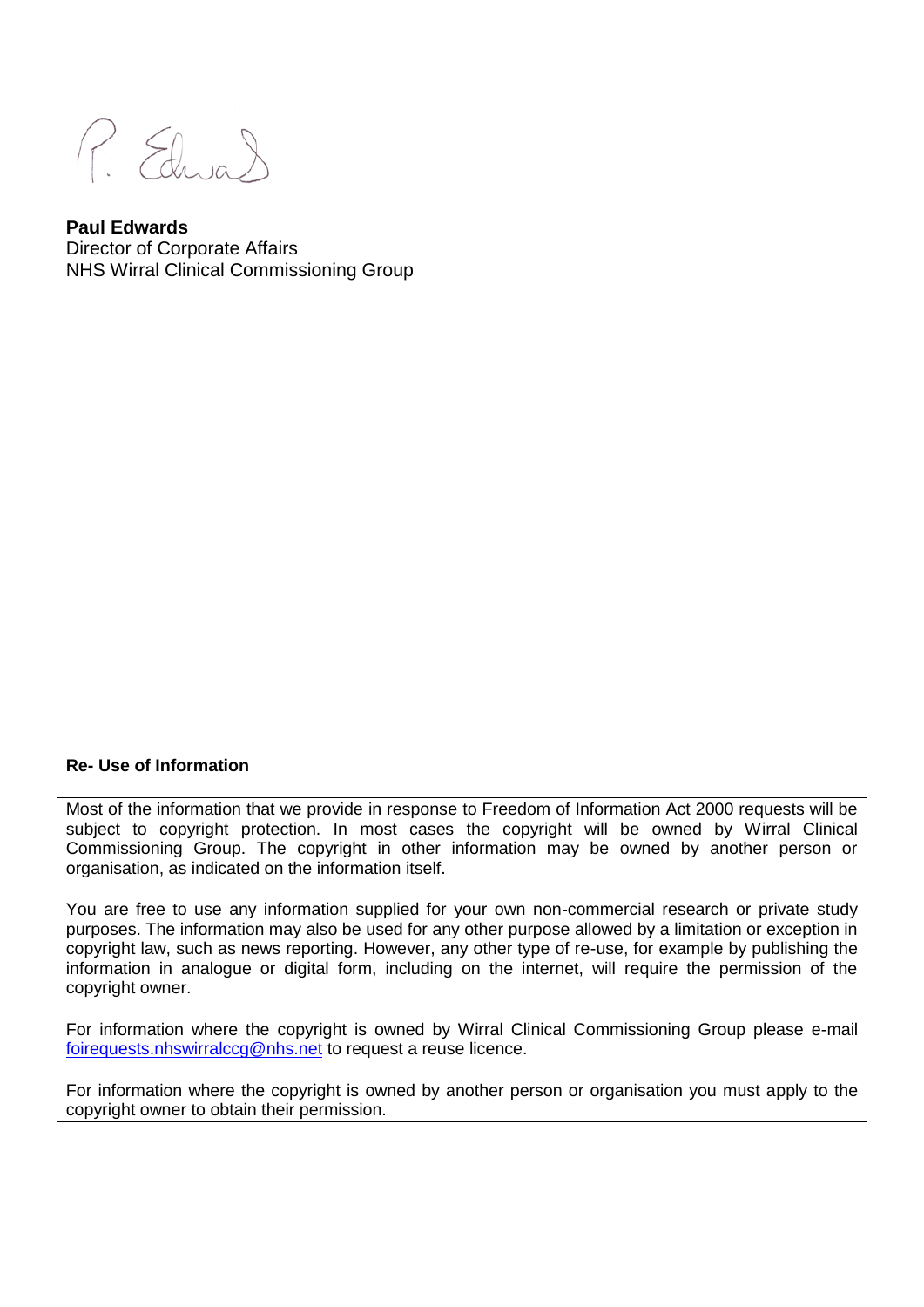P. Edwards

**Paul Edwards**
Director of Corporate Affairs
NHS Wirral Clinical Commissioning Group

**Re- Use of Information**

Most of the information that we provide in response to Freedom of Information Act 2000 requests will be subject to copyright protection. In most cases the copyright will be owned by Wirral Clinical Commissioning Group. The copyright in other information may be owned by another person or organisation, as indicated on the information itself.

You are free to use any information supplied for your own non-commercial research or private study purposes. The information may also be used for any other purpose allowed by a limitation or exception in copyright law, such as news reporting. However, any other type of re-use, for example by publishing the information in analogue or digital form, including on the internet, will require the permission of the copyright owner.

For information where the copyright is owned by Wirral Clinical Commissioning Group please e-mail foirequests.nhswirralccg@nhs.net to request a reuse licence.

For information where the copyright is owned by another person or organisation you must apply to the copyright owner to obtain their permission.